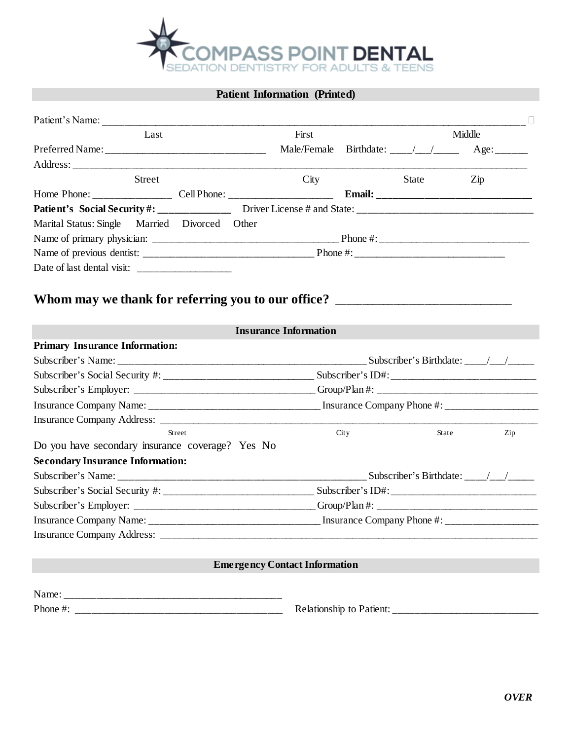COMPASS POINT DENTAL
SEDATION DENTISTRY FOR ADULTS & TEENS

## Patient Information (Printed)

Patient's Name: ___________________________________________________________________________

Last First Middle

Preferred Name: ______________________________ Male/Female Birthdate: ____/___/_____ Age: ______

Address: _______________________________________________________________________________

Street City State Zip

Home Phone: _______________ Cell Phone: ____________________ **Email: _____________________________**

**Patient's Social Security #: ______________** Driver License # and State: _________________________________

Marital Status: Single Married Divorced Other

Name of primary physician: ___________________________________ Phone #: _____________________________

Name of previous dentist: _________________________________ Phone #: _____________________________

Date of last dental visit: __________________

### Whom may we thank for referring you to our office? _____________________________

## Insurance Information

**Primary Insurance Information:**

Subscriber's Name: _________________________________________________ Subscriber's Birthdate: ____/___/_____

Subscriber's Social Security #: _____________________________ Subscriber's ID#: ____________________________

Subscriber's Employer: ___________________________________ Group/Plan #: _______________________________

Insurance Company Name: _________________________________ Insurance Company Phone #: __________________

Insurance Company Address: ________________________________________________________________________

Street City State Zip

Do you have secondary insurance coverage? Yes No

**Secondary Insurance Information:**

Subscriber's Name: _________________________________________________ Subscriber's Birthdate: ____/___/_____

Subscriber's Social Security #: _____________________________ Subscriber's ID#: ____________________________

Subscriber's Employer: ___________________________________ Group/Plan #: _______________________________

Insurance Company Name: _________________________________ Insurance Company Phone #: __________________

Insurance Company Address: ________________________________________________________________________

## Emergency Contact Information

Name: ___________________________________________

Phone #: ________________________________________ Relationship to Patient: ____________________________

***OVER***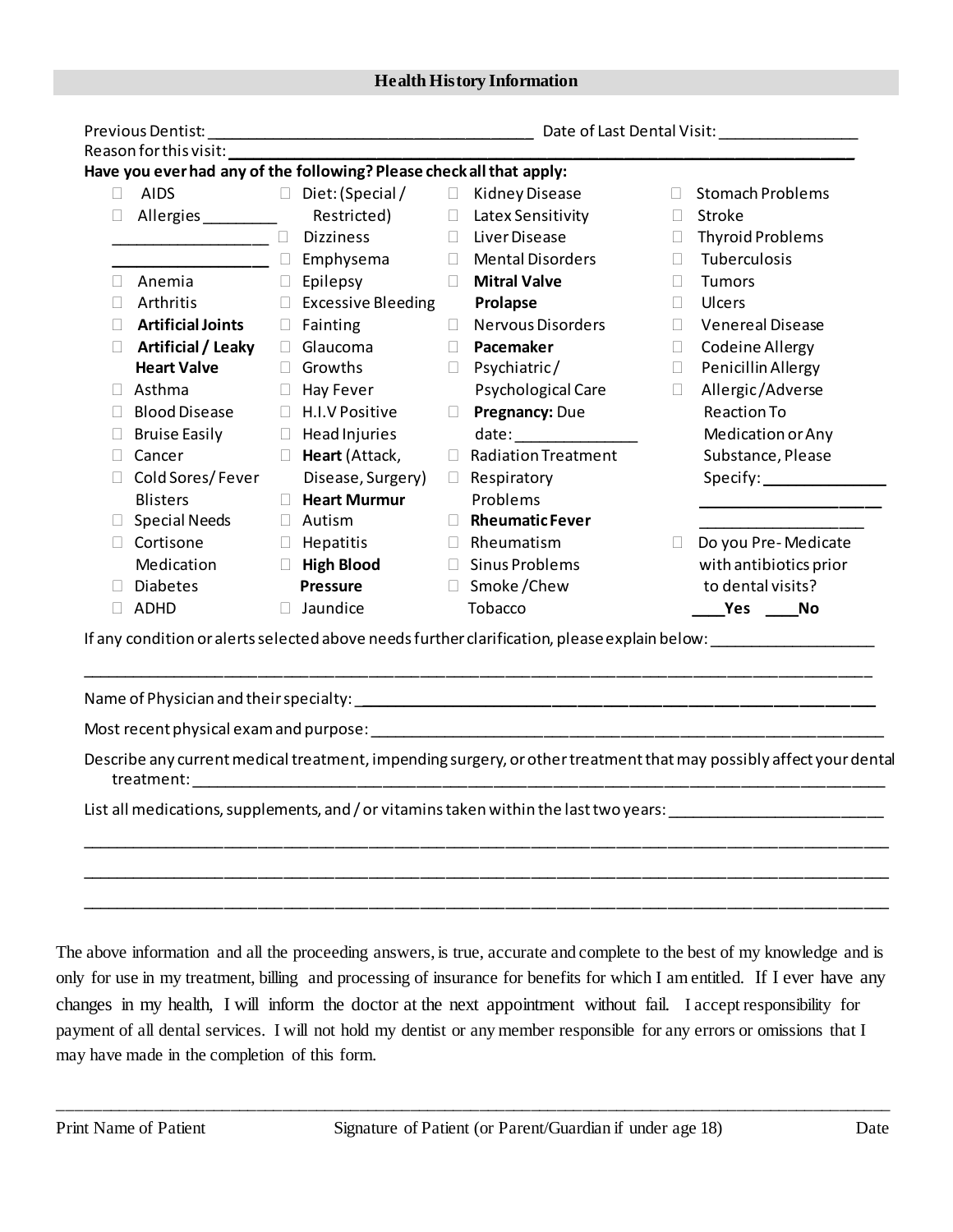## Health History Information

Previous Dentist: ______________________________________ Date of Last Dental Visit: ________________

Reason for this visit: ______________________________________________________________________________

**Have you ever had any of the following? Please check all that apply:**

- ☐ AIDS
- ☐ Allergies ________ __________________ __________________
- ☐ Anemia
- ☐ Arthritis
- ☐ **Artificial Joints**
- ☐ **Artificial / Leaky Heart Valve**
- ☐ Asthma
- ☐ Blood Disease
- ☐ Bruise Easily
- ☐ Cancer
- ☐ Cold Sores/ Fever Blisters
- ☐ Special Needs
- ☐ Cortisone Medication
- ☐ Diabetes
- ☐ ADHD
- ☐ Diet: (Special / Restricted)
- ☐ Dizziness
- ☐ Emphysema
- ☐ Epilepsy
- ☐ Excessive Bleeding
- ☐ Fainting
- ☐ Glaucoma
- ☐ Growths
- ☐ Hay Fever
- ☐ H.I.V Positive
- ☐ Head Injuries
- ☐ **Heart** (Attack, Disease, Surgery)
- ☐ **Heart Murmur**
- ☐ Autism
- ☐ Hepatitis
- ☐ **High Blood Pressure**
- ☐ Jaundice
- ☐ Kidney Disease
- ☐ Latex Sensitivity
- ☐ Liver Disease
- ☐ Mental Disorders
- ☐ **Mitral Valve Prolapse**
- ☐ Nervous Disorders
- ☐ **Pacemaker**
- ☐ Psychiatric / Psychological Care
- ☐ **Pregnancy:** Due date: ______________
- ☐ Radiation Treatment
- ☐ Respiratory Problems
- ☐ **Rheumatic Fever**
- ☐ Rheumatism
- ☐ Sinus Problems
- ☐ Smoke /Chew Tobacco
- ☐ Stomach Problems
- ☐ Stroke
- ☐ Thyroid Problems
- ☐ Tuberculosis
- ☐ Tumors
- ☐ Ulcers
- ☐ Venereal Disease
- ☐ Codeine Allergy
- ☐ Penicillin Allergy
- ☐ Allergic /Adverse Reaction To Medication or Any Substance, Please Specify: ______________ ____________________ ____________________
- ☐ Do you Pre- Medicate with antibiotics prior to dental visits? **____Yes ____No**

If any condition or alerts selected above needs further clarification, please explain below: ___________________

_____________________________________________________________________________________________

Name of Physician and their specialty: ______________________________________________________________

Most recent physical exam and purpose: _____________________________________________________________

Describe any current medical treatment, impending surgery, or other treatment that may possibly affect your dental treatment: ___________________________________________________________________________________

List all medications, supplements, and / or vitamins taken within the last two years: ________________________

_____________________________________________________________________________________________

_____________________________________________________________________________________________

_____________________________________________________________________________________________

The above information and all the proceeding answers, is true, accurate and complete to the best of my knowledge and is only for use in my treatment, billing and processing of insurance for benefits for which I am entitled. If I ever have any changes in my health, I will inform the doctor at the next appointment without fail. I accept responsibility for payment of all dental services. I will not hold my dentist or any member responsible for any errors or omissions that I may have made in the completion of this form.

_____________________________________________________________________________________________

Print Name of Patient          Signature of Patient (or Parent/Guardian if under age 18)          Date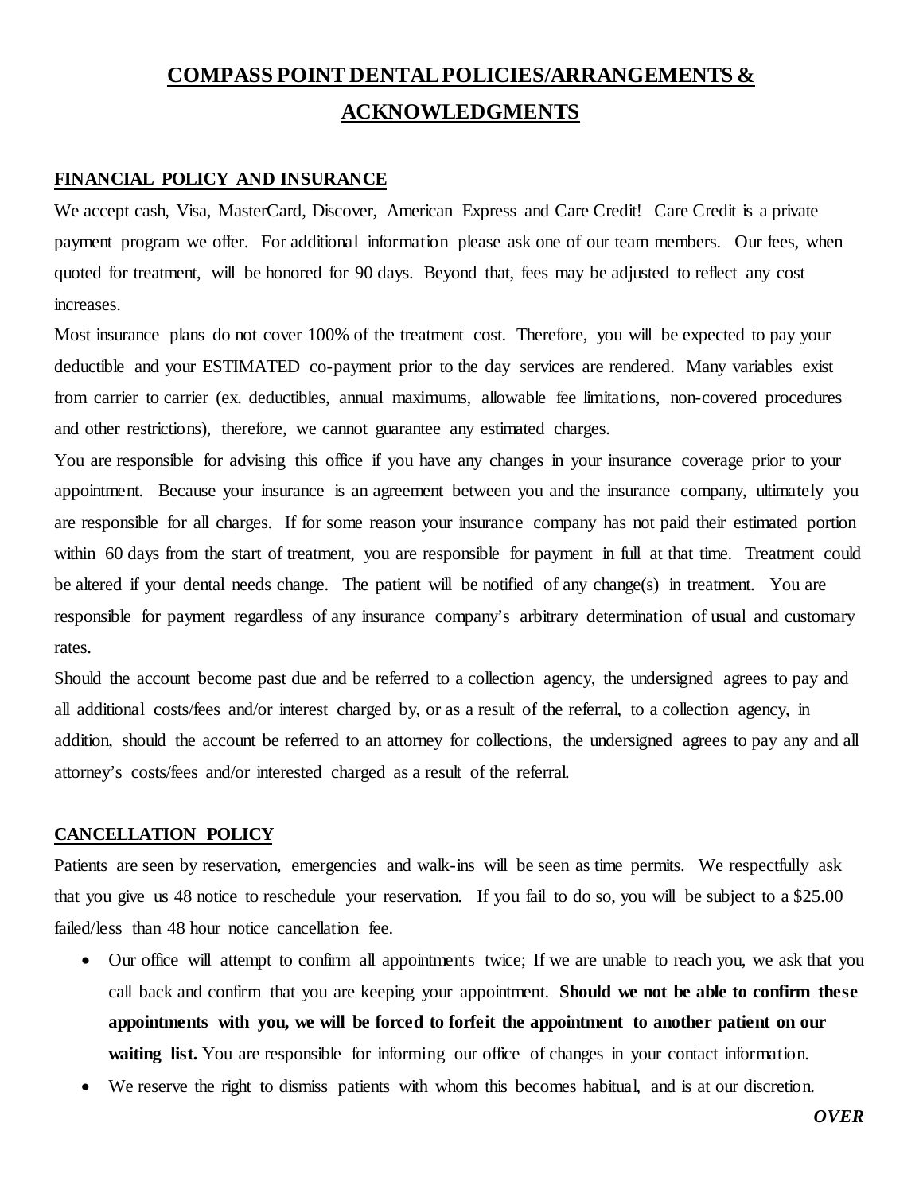# COMPASS POINT DENTAL POLICIES/ARRANGEMENTS & ACKNOWLEDGMENTS

## FINANCIAL POLICY AND INSURANCE

We accept cash, Visa, MasterCard, Discover, American Express and Care Credit! Care Credit is a private payment program we offer. For additional information please ask one of our team members. Our fees, when quoted for treatment, will be honored for 90 days. Beyond that, fees may be adjusted to reflect any cost increases.

Most insurance plans do not cover 100% of the treatment cost. Therefore, you will be expected to pay your deductible and your ESTIMATED co-payment prior to the day services are rendered. Many variables exist from carrier to carrier (ex. deductibles, annual maximums, allowable fee limitations, non-covered procedures and other restrictions), therefore, we cannot guarantee any estimated charges.

You are responsible for advising this office if you have any changes in your insurance coverage prior to your appointment. Because your insurance is an agreement between you and the insurance company, ultimately you are responsible for all charges. If for some reason your insurance company has not paid their estimated portion within 60 days from the start of treatment, you are responsible for payment in full at that time. Treatment could be altered if your dental needs change. The patient will be notified of any change(s) in treatment. You are responsible for payment regardless of any insurance company's arbitrary determination of usual and customary rates.

Should the account become past due and be referred to a collection agency, the undersigned agrees to pay and all additional costs/fees and/or interest charged by, or as a result of the referral, to a collection agency, in addition, should the account be referred to an attorney for collections, the undersigned agrees to pay any and all attorney's costs/fees and/or interested charged as a result of the referral.

## CANCELLATION POLICY

Patients are seen by reservation, emergencies and walk-ins will be seen as time permits. We respectfully ask that you give us 48 notice to reschedule your reservation. If you fail to do so, you will be subject to a $25.00 failed/less than 48 hour notice cancellation fee.

- Our office will attempt to confirm all appointments twice; If we are unable to reach you, we ask that you call back and confirm that you are keeping your appointment. **Should we not be able to confirm these appointments with you, we will be forced to forfeit the appointment to another patient on our waiting list.** You are responsible for informing our office of changes in your contact information.
- We reserve the right to dismiss patients with whom this becomes habitual, and is at our discretion.

***OVER***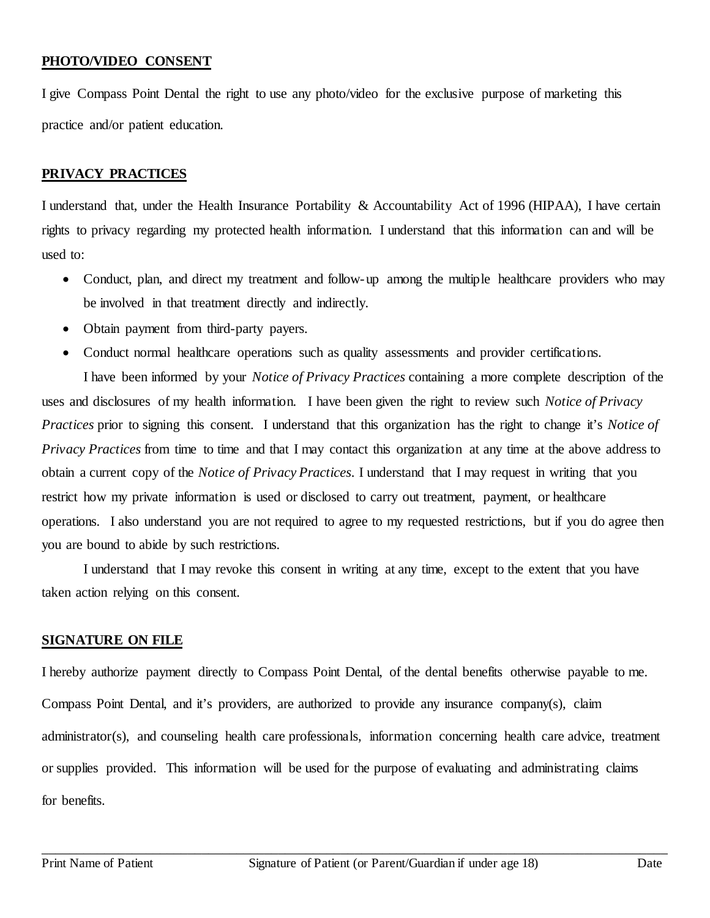**PHOTO/VIDEO CONSENT**

I give Compass Point Dental the right to use any photo/video for the exclusive purpose of marketing this practice and/or patient education.

**PRIVACY PRACTICES**

I understand that, under the Health Insurance Portability & Accountability Act of 1996 (HIPAA), I have certain rights to privacy regarding my protected health information. I understand that this information can and will be used to:

- Conduct, plan, and direct my treatment and follow-up among the multiple healthcare providers who may be involved in that treatment directly and indirectly.
- Obtain payment from third-party payers.
- Conduct normal healthcare operations such as quality assessments and provider certifications.

I have been informed by your *Notice of Privacy Practices* containing a more complete description of the uses and disclosures of my health information. I have been given the right to review such *Notice of Privacy Practices* prior to signing this consent. I understand that this organization has the right to change it's *Notice of Privacy Practices* from time to time and that I may contact this organization at any time at the above address to obtain a current copy of the *Notice of Privacy Practices*. I understand that I may request in writing that you restrict how my private information is used or disclosed to carry out treatment, payment, or healthcare operations. I also understand you are not required to agree to my requested restrictions, but if you do agree then you are bound to abide by such restrictions.

I understand that I may revoke this consent in writing at any time, except to the extent that you have taken action relying on this consent.

**SIGNATURE ON FILE**

I hereby authorize payment directly to Compass Point Dental, of the dental benefits otherwise payable to me. Compass Point Dental, and it's providers, are authorized to provide any insurance company(s), claim administrator(s), and counseling health care professionals, information concerning health care advice, treatment or supplies provided. This information will be used for the purpose of evaluating and administrating claims for benefits.

Print Name of Patient ______ Signature of Patient (or Parent/Guardian if under age 18) ______ Date ______